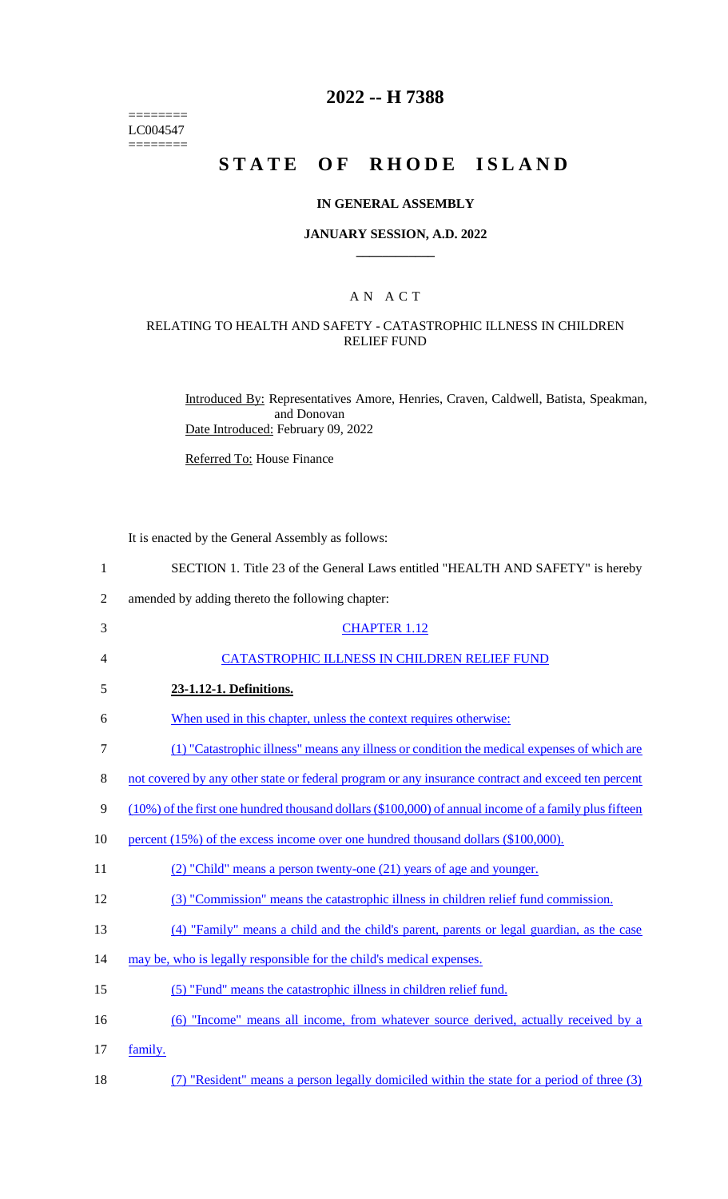========
LC004547
========

# 2022 -- H 7388

# STATE OF RHODE ISLAND

## IN GENERAL ASSEMBLY

### JANUARY SESSION, A.D. 2022

### A N A C T

### RELATING TO HEALTH AND SAFETY - CATASTROPHIC ILLNESS IN CHILDREN RELIEF FUND

Introduced By: Representatives Amore, Henries, Craven, Caldwell, Batista, Speakman, and Donovan

Date Introduced: February 09, 2022

Referred To: House Finance

It is enacted by the General Assembly as follows:

1 SECTION 1. Title 23 of the General Laws entitled "HEALTH AND SAFETY" is hereby
2 amended by adding thereto the following chapter:

3 CHAPTER 1.12

4 CATASTROPHIC ILLNESS IN CHILDREN RELIEF FUND

5 **23-1.12-1. Definitions.**

6 When used in this chapter, unless the context requires otherwise:

7 (1) "Catastrophic illness" means any illness or condition the medical expenses of which are
8 not covered by any other state or federal program or any insurance contract and exceed ten percent
9 (10%) of the first one hundred thousand dollars ($100,000) of annual income of a family plus fifteen
10 percent (15%) of the excess income over one hundred thousand dollars ($100,000).

11 (2) "Child" means a person twenty-one (21) years of age and younger.

12 (3) "Commission" means the catastrophic illness in children relief fund commission.

13 (4) "Family" means a child and the child's parent, parents or legal guardian, as the case
14 may be, who is legally responsible for the child's medical expenses.

15 (5) "Fund" means the catastrophic illness in children relief fund.

16 (6) "Income" means all income, from whatever source derived, actually received by a
17 family.

18 (7) "Resident" means a person legally domiciled within the state for a period of three (3)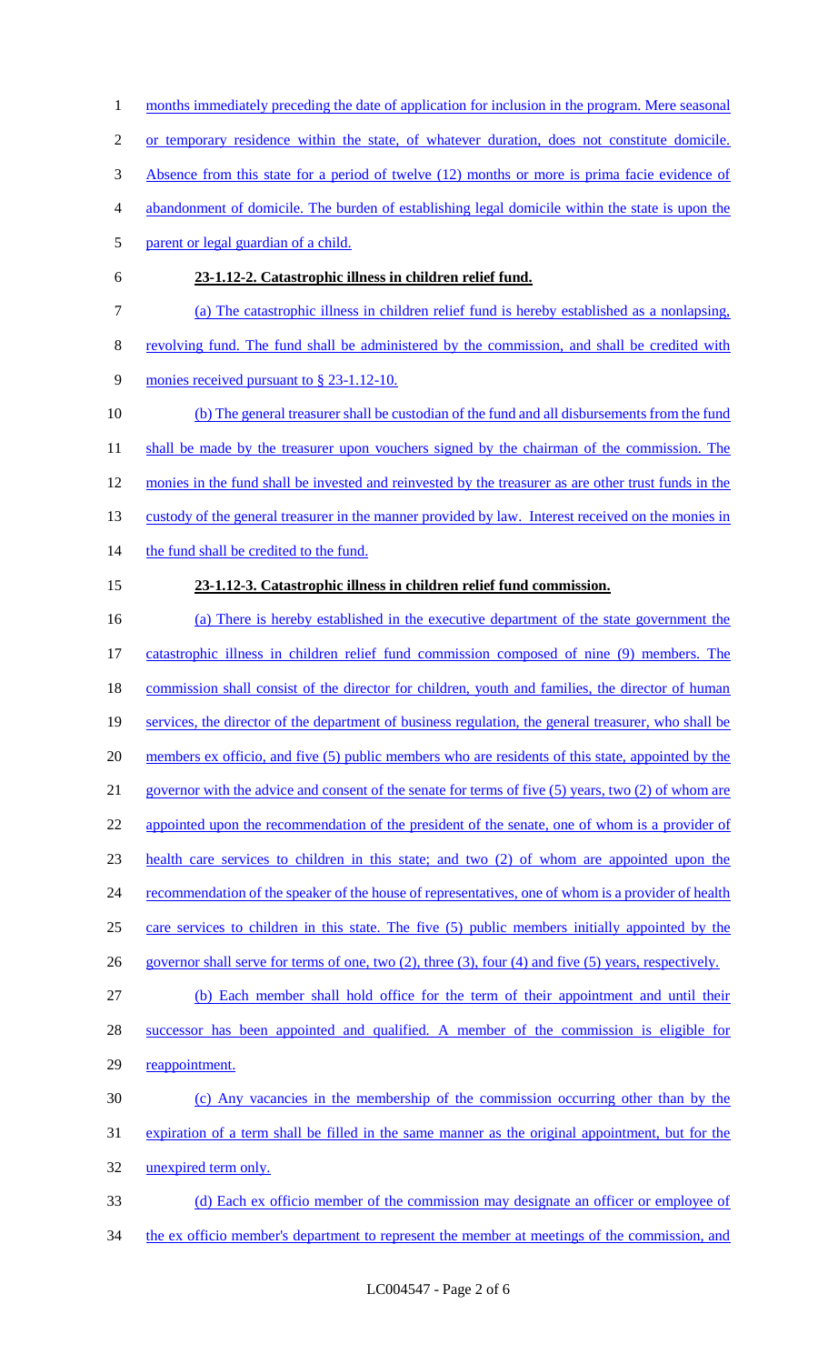months immediately preceding the date of application for inclusion in the program. Mere seasonal or temporary residence within the state, of whatever duration, does not constitute domicile. Absence from this state for a period of twelve (12) months or more is prima facie evidence of abandonment of domicile. The burden of establishing legal domicile within the state is upon the parent or legal guardian of a child.

**23-1.12-2. Catastrophic illness in children relief fund.**

(a) The catastrophic illness in children relief fund is hereby established as a nonlapsing, revolving fund. The fund shall be administered by the commission, and shall be credited with monies received pursuant to § 23-1.12-10.

(b) The general treasurer shall be custodian of the fund and all disbursements from the fund shall be made by the treasurer upon vouchers signed by the chairman of the commission. The monies in the fund shall be invested and reinvested by the treasurer as are other trust funds in the custody of the general treasurer in the manner provided by law. Interest received on the monies in the fund shall be credited to the fund.

**23-1.12-3. Catastrophic illness in children relief fund commission.**

(a) There is hereby established in the executive department of the state government the catastrophic illness in children relief fund commission composed of nine (9) members. The commission shall consist of the director for children, youth and families, the director of human services, the director of the department of business regulation, the general treasurer, who shall be members ex officio, and five (5) public members who are residents of this state, appointed by the governor with the advice and consent of the senate for terms of five (5) years, two (2) of whom are appointed upon the recommendation of the president of the senate, one of whom is a provider of health care services to children in this state; and two (2) of whom are appointed upon the recommendation of the speaker of the house of representatives, one of whom is a provider of health care services to children in this state. The five (5) public members initially appointed by the governor shall serve for terms of one, two (2), three (3), four (4) and five (5) years, respectively.

(b) Each member shall hold office for the term of their appointment and until their successor has been appointed and qualified. A member of the commission is eligible for reappointment.

(c) Any vacancies in the membership of the commission occurring other than by the expiration of a term shall be filled in the same manner as the original appointment, but for the unexpired term only.

(d) Each ex officio member of the commission may designate an officer or employee of the ex officio member's department to represent the member at meetings of the commission, and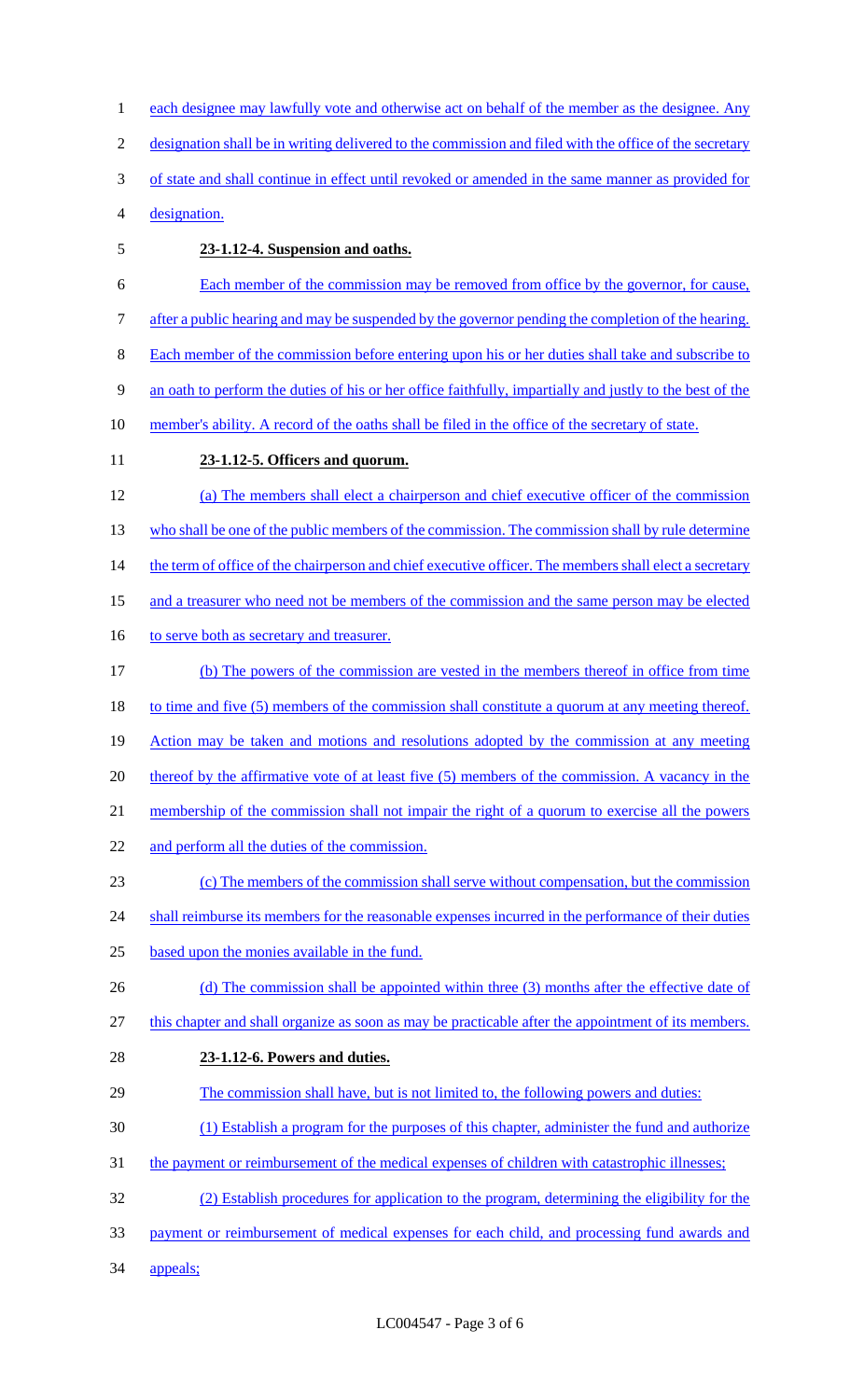each designee may lawfully vote and otherwise act on behalf of the member as the designee. Any designation shall be in writing delivered to the commission and filed with the office of the secretary of state and shall continue in effect until revoked or amended in the same manner as provided for designation.

**23-1.12-4. Suspension and oaths.**

Each member of the commission may be removed from office by the governor, for cause, after a public hearing and may be suspended by the governor pending the completion of the hearing. Each member of the commission before entering upon his or her duties shall take and subscribe to an oath to perform the duties of his or her office faithfully, impartially and justly to the best of the member's ability. A record of the oaths shall be filed in the office of the secretary of state.

**23-1.12-5. Officers and quorum.**

(a) The members shall elect a chairperson and chief executive officer of the commission who shall be one of the public members of the commission. The commission shall by rule determine the term of office of the chairperson and chief executive officer. The members shall elect a secretary and a treasurer who need not be members of the commission and the same person may be elected to serve both as secretary and treasurer.

(b) The powers of the commission are vested in the members thereof in office from time to time and five (5) members of the commission shall constitute a quorum at any meeting thereof. Action may be taken and motions and resolutions adopted by the commission at any meeting thereof by the affirmative vote of at least five (5) members of the commission. A vacancy in the membership of the commission shall not impair the right of a quorum to exercise all the powers and perform all the duties of the commission.

(c) The members of the commission shall serve without compensation, but the commission shall reimburse its members for the reasonable expenses incurred in the performance of their duties based upon the monies available in the fund.

(d) The commission shall be appointed within three (3) months after the effective date of this chapter and shall organize as soon as may be practicable after the appointment of its members.

**23-1.12-6. Powers and duties.**

The commission shall have, but is not limited to, the following powers and duties:

(1) Establish a program for the purposes of this chapter, administer the fund and authorize the payment or reimbursement of the medical expenses of children with catastrophic illnesses;

(2) Establish procedures for application to the program, determining the eligibility for the payment or reimbursement of medical expenses for each child, and processing fund awards and appeals;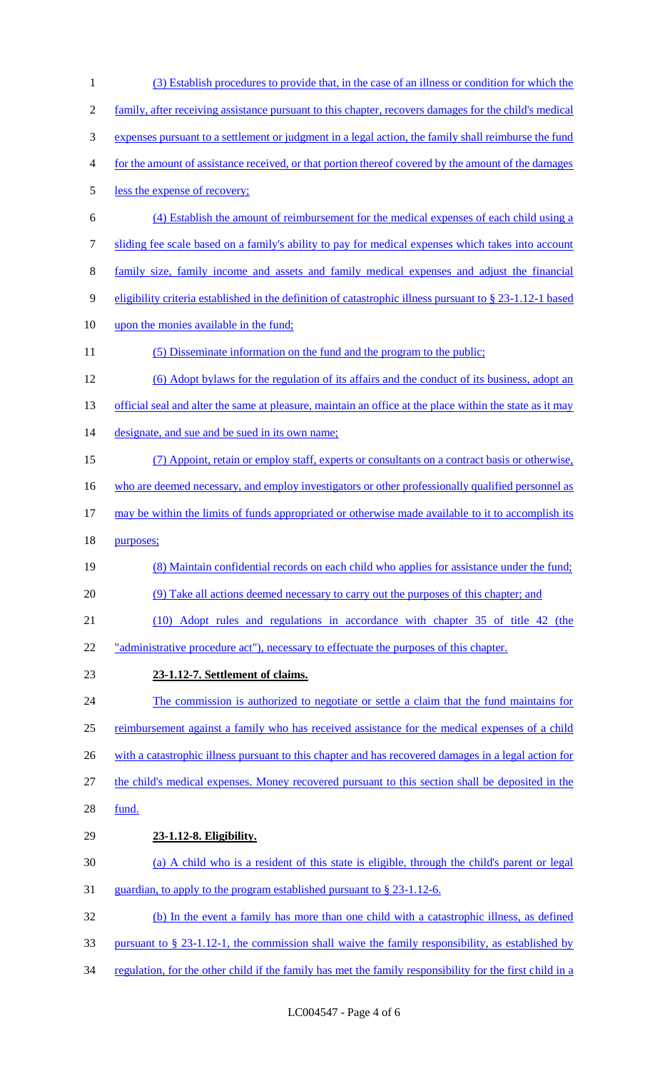(3) Establish procedures to provide that, in the case of an illness or condition for which the family, after receiving assistance pursuant to this chapter, recovers damages for the child's medical expenses pursuant to a settlement or judgment in a legal action, the family shall reimburse the fund for the amount of assistance received, or that portion thereof covered by the amount of the damages less the expense of recovery;

(4) Establish the amount of reimbursement for the medical expenses of each child using a sliding fee scale based on a family's ability to pay for medical expenses which takes into account family size, family income and assets and family medical expenses and adjust the financial eligibility criteria established in the definition of catastrophic illness pursuant to § 23-1.12-1 based upon the monies available in the fund;

(5) Disseminate information on the fund and the program to the public;

(6) Adopt bylaws for the regulation of its affairs and the conduct of its business, adopt an official seal and alter the same at pleasure, maintain an office at the place within the state as it may designate, and sue and be sued in its own name;

(7) Appoint, retain or employ staff, experts or consultants on a contract basis or otherwise, who are deemed necessary, and employ investigators or other professionally qualified personnel as may be within the limits of funds appropriated or otherwise made available to it to accomplish its purposes;

(8) Maintain confidential records on each child who applies for assistance under the fund;

(9) Take all actions deemed necessary to carry out the purposes of this chapter; and

(10) Adopt rules and regulations in accordance with chapter 35 of title 42 (the "administrative procedure act"), necessary to effectuate the purposes of this chapter.

**23-1.12-7. Settlement of claims.**

The commission is authorized to negotiate or settle a claim that the fund maintains for reimbursement against a family who has received assistance for the medical expenses of a child with a catastrophic illness pursuant to this chapter and has recovered damages in a legal action for the child's medical expenses. Money recovered pursuant to this section shall be deposited in the fund.

**23-1.12-8. Eligibility.**

(a) A child who is a resident of this state is eligible, through the child's parent or legal guardian, to apply to the program established pursuant to § 23-1.12-6.

(b) In the event a family has more than one child with a catastrophic illness, as defined pursuant to § 23-1.12-1, the commission shall waive the family responsibility, as established by regulation, for the other child if the family has met the family responsibility for the first child in a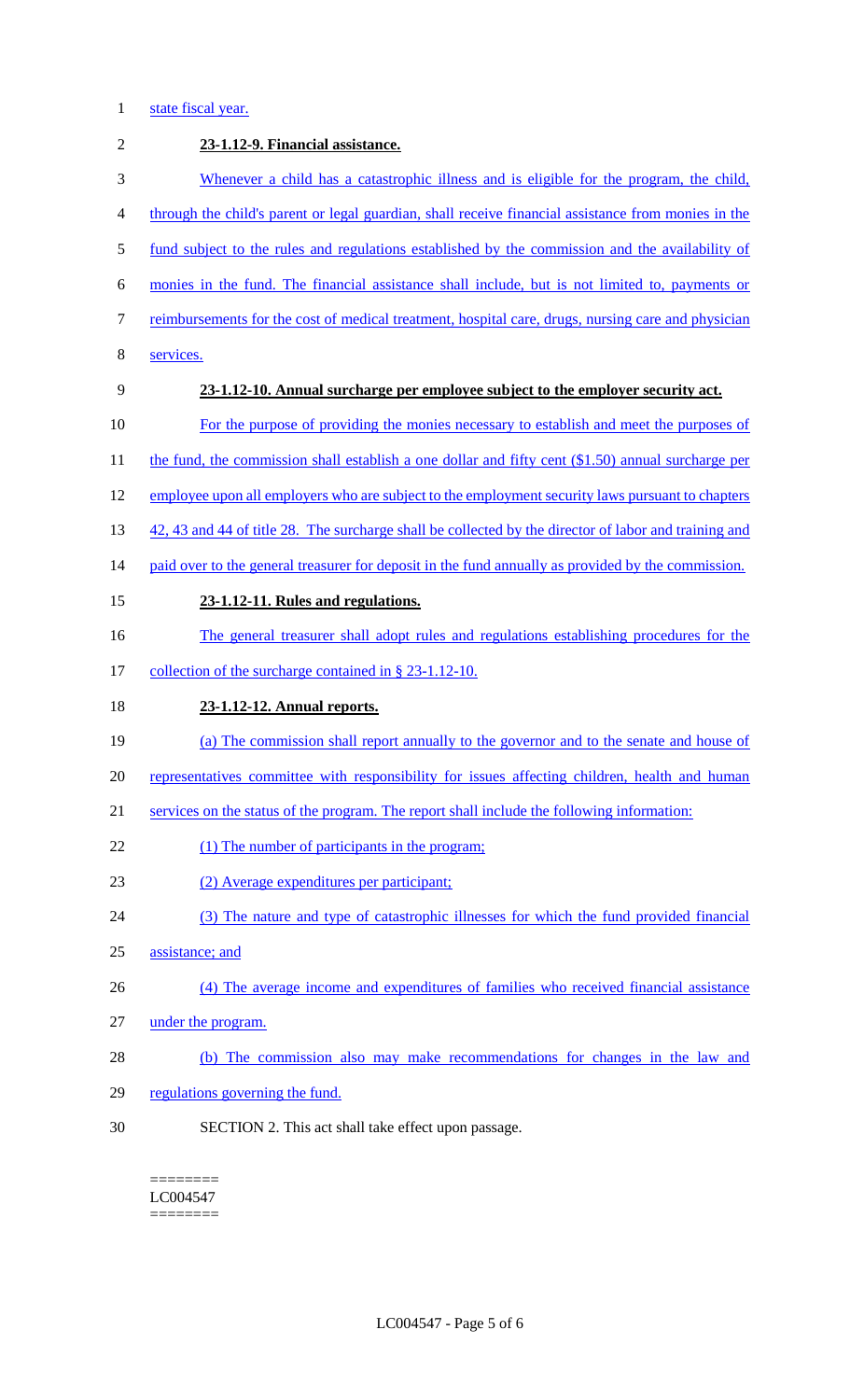state fiscal year.

**23-1.12-9. Financial assistance.**

Whenever a child has a catastrophic illness and is eligible for the program, the child, through the child's parent or legal guardian, shall receive financial assistance from monies in the fund subject to the rules and regulations established by the commission and the availability of monies in the fund. The financial assistance shall include, but is not limited to, payments or reimbursements for the cost of medical treatment, hospital care, drugs, nursing care and physician services.

**23-1.12-10. Annual surcharge per employee subject to the employer security act.**

For the purpose of providing the monies necessary to establish and meet the purposes of the fund, the commission shall establish a one dollar and fifty cent ($1.50) annual surcharge per employee upon all employers who are subject to the employment security laws pursuant to chapters 42, 43 and 44 of title 28. The surcharge shall be collected by the director of labor and training and paid over to the general treasurer for deposit in the fund annually as provided by the commission.

**23-1.12-11. Rules and regulations.**

The general treasurer shall adopt rules and regulations establishing procedures for the collection of the surcharge contained in § 23-1.12-10.

**23-1.12-12. Annual reports.**

(a) The commission shall report annually to the governor and to the senate and house of representatives committee with responsibility for issues affecting children, health and human services on the status of the program. The report shall include the following information:

(1) The number of participants in the program;

(2) Average expenditures per participant;

(3) The nature and type of catastrophic illnesses for which the fund provided financial assistance; and

(4) The average income and expenditures of families who received financial assistance under the program.

(b) The commission also may make recommendations for changes in the law and regulations governing the fund.

SECTION 2. This act shall take effect upon passage.

========
LC004547
========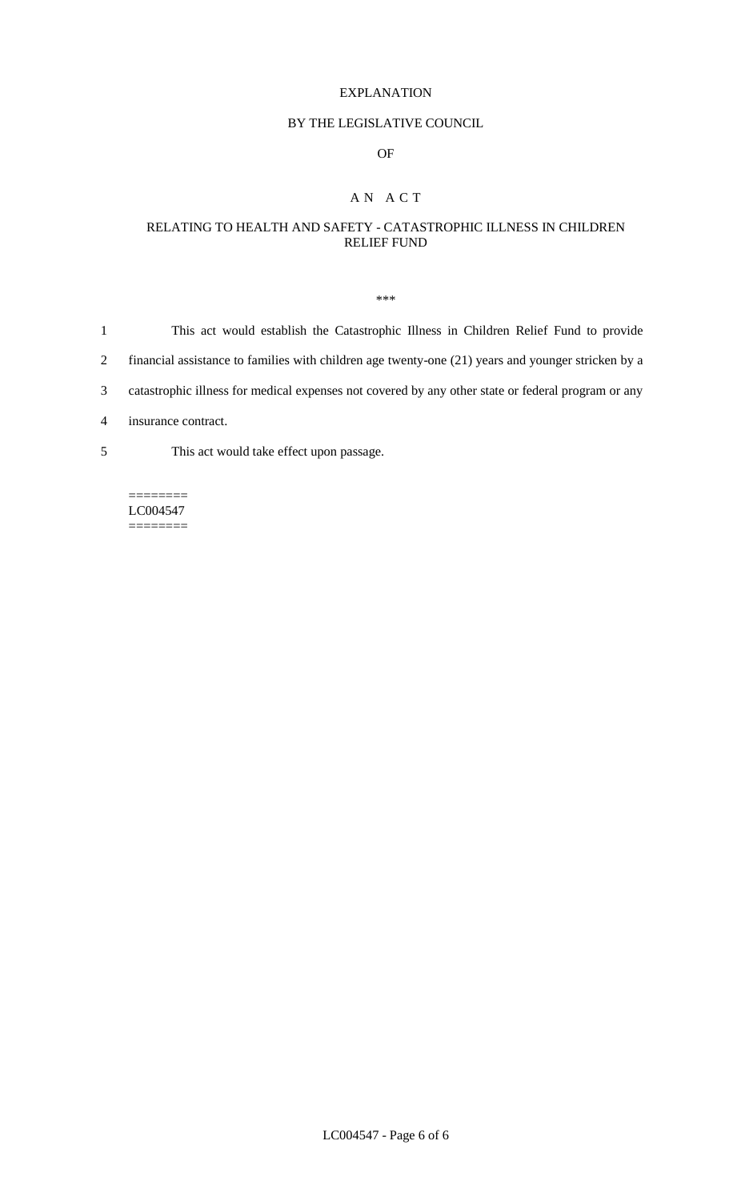EXPLANATION

BY THE LEGISLATIVE COUNCIL

OF

# A N  A C T

RELATING TO HEALTH AND SAFETY - CATASTROPHIC ILLNESS IN CHILDREN RELIEF FUND

\*\*\*

1 This act would establish the Catastrophic Illness in Children Relief Fund to provide
2 financial assistance to families with children age twenty-one (21) years and younger stricken by a
3 catastrophic illness for medical expenses not covered by any other state or federal program or any
4 insurance contract.
5 This act would take effect upon passage.

========
LC004547
========